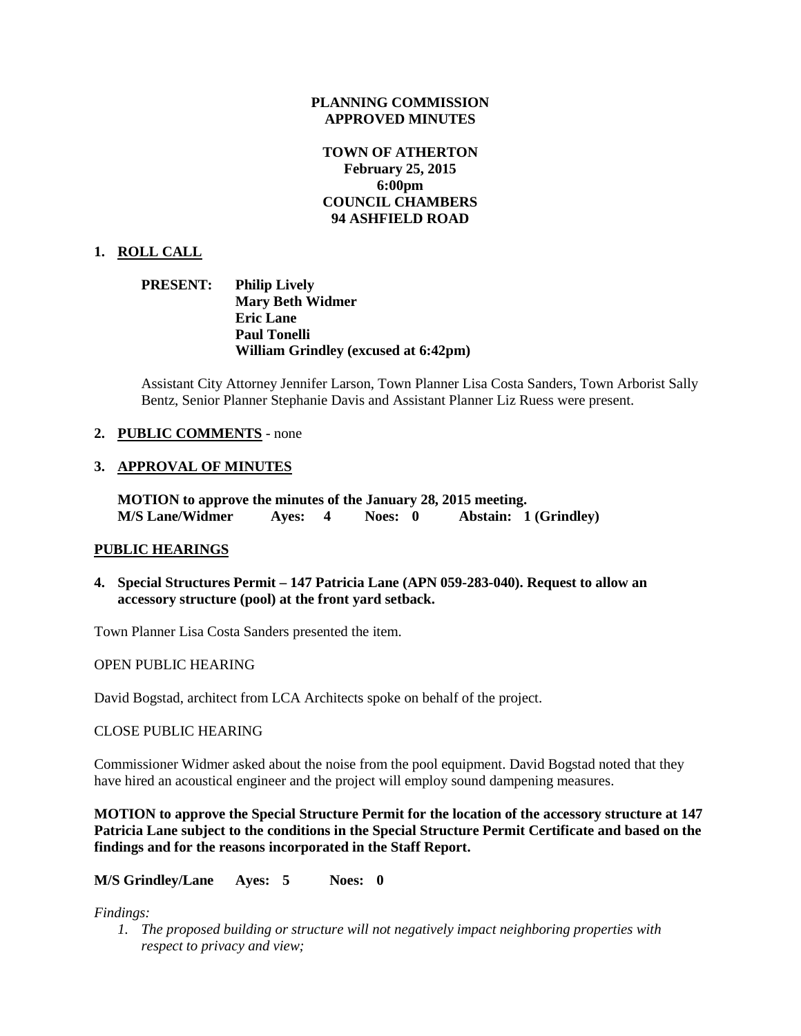**PLANNING COMMISSION**
**APPROVED MINUTES**

**TOWN OF ATHERTON**
**February 25, 2015**
**6:00pm**
**COUNCIL CHAMBERS**
**94 ASHFIELD ROAD**

## 1. ROLL CALL

**PRESENT:** **Philip Lively**
**Mary Beth Widmer**
**Eric Lane**
**Paul Tonelli**
**William Grindley (excused at 6:42pm)**

Assistant City Attorney Jennifer Larson, Town Planner Lisa Costa Sanders, Town Arborist Sally Bentz, Senior Planner Stephanie Davis and Assistant Planner Liz Ruess were present.

## 2. PUBLIC COMMENTS - none

## 3. APPROVAL OF MINUTES

**MOTION to approve the minutes of the January 28, 2015 meeting.**
**M/S Lane/Widmer Ayes: 4 Noes: 0 Abstain: 1 (Grindley)**

## PUBLIC HEARINGS

**4. Special Structures Permit – 147 Patricia Lane (APN 059-283-040). Request to allow an accessory structure (pool) at the front yard setback.**

Town Planner Lisa Costa Sanders presented the item.

OPEN PUBLIC HEARING

David Bogstad, architect from LCA Architects spoke on behalf of the project.

CLOSE PUBLIC HEARING

Commissioner Widmer asked about the noise from the pool equipment. David Bogstad noted that they have hired an acoustical engineer and the project will employ sound dampening measures.

**MOTION to approve the Special Structure Permit for the location of the accessory structure at 147 Patricia Lane subject to the conditions in the Special Structure Permit Certificate and based on the findings and for the reasons incorporated in the Staff Report.**

**M/S Grindley/Lane Ayes: 5 Noes: 0**

*Findings:*

1. *The proposed building or structure will not negatively impact neighboring properties with respect to privacy and view;*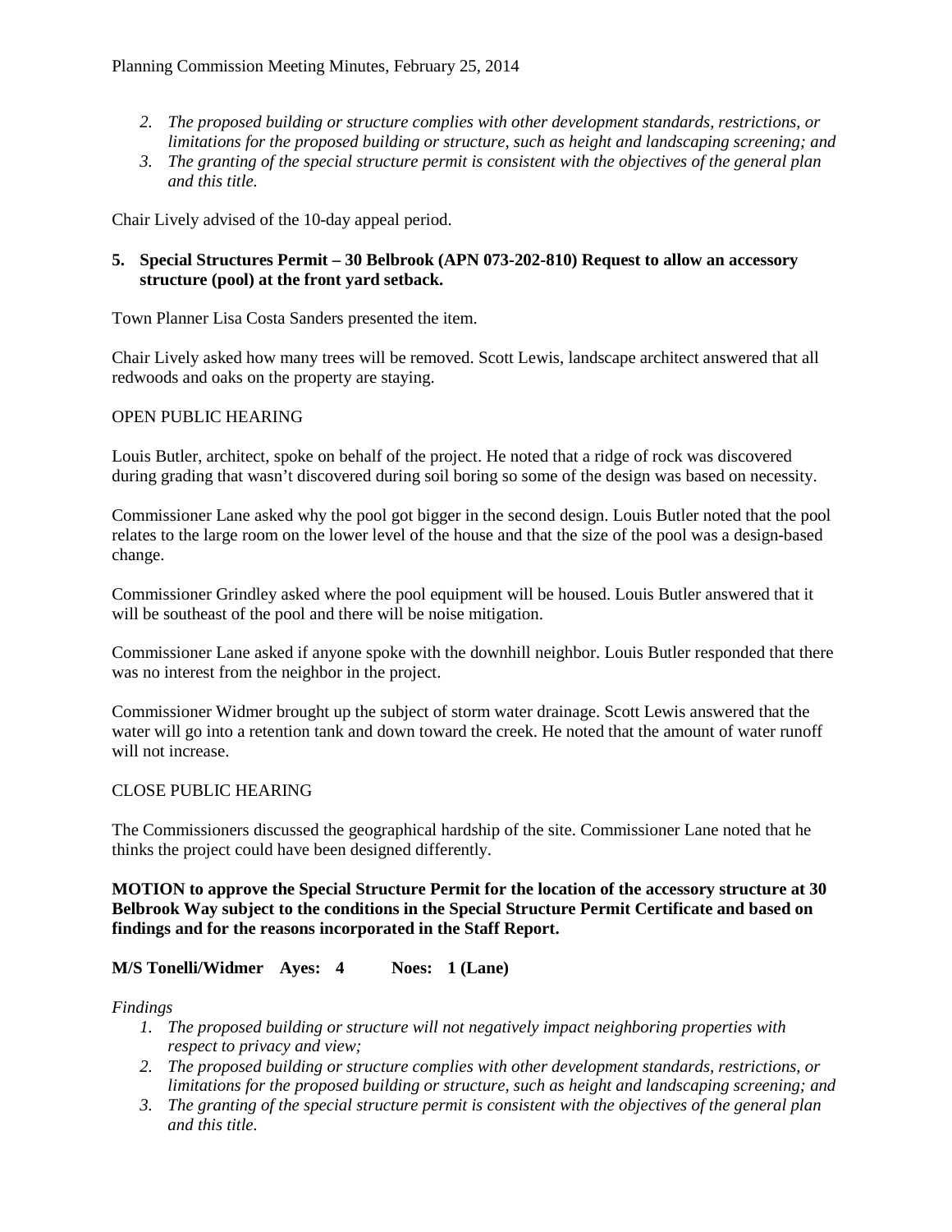2. *The proposed building or structure complies with other development standards, restrictions, or limitations for the proposed building or structure, such as height and landscaping screening; and*
3. *The granting of the special structure permit is consistent with the objectives of the general plan and this title.*

Chair Lively advised of the 10-day appeal period.

**5. Special Structures Permit – 30 Belbrook (APN 073-202-810) Request to allow an accessory structure (pool) at the front yard setback.**

Town Planner Lisa Costa Sanders presented the item.

Chair Lively asked how many trees will be removed. Scott Lewis, landscape architect answered that all redwoods and oaks on the property are staying.

OPEN PUBLIC HEARING

Louis Butler, architect, spoke on behalf of the project. He noted that a ridge of rock was discovered during grading that wasn't discovered during soil boring so some of the design was based on necessity.

Commissioner Lane asked why the pool got bigger in the second design. Louis Butler noted that the pool relates to the large room on the lower level of the house and that the size of the pool was a design-based change.

Commissioner Grindley asked where the pool equipment will be housed. Louis Butler answered that it will be southeast of the pool and there will be noise mitigation.

Commissioner Lane asked if anyone spoke with the downhill neighbor. Louis Butler responded that there was no interest from the neighbor in the project.

Commissioner Widmer brought up the subject of storm water drainage. Scott Lewis answered that the water will go into a retention tank and down toward the creek. He noted that the amount of water runoff will not increase.

CLOSE PUBLIC HEARING

The Commissioners discussed the geographical hardship of the site. Commissioner Lane noted that he thinks the project could have been designed differently.

**MOTION to approve the Special Structure Permit for the location of the accessory structure at 30 Belbrook Way subject to the conditions in the Special Structure Permit Certificate and based on findings and for the reasons incorporated in the Staff Report.**

**M/S Tonelli/Widmer Ayes: 4 Noes: 1 (Lane)**

*Findings*

1. *The proposed building or structure will not negatively impact neighboring properties with respect to privacy and view;*
2. *The proposed building or structure complies with other development standards, restrictions, or limitations for the proposed building or structure, such as height and landscaping screening; and*
3. *The granting of the special structure permit is consistent with the objectives of the general plan and this title.*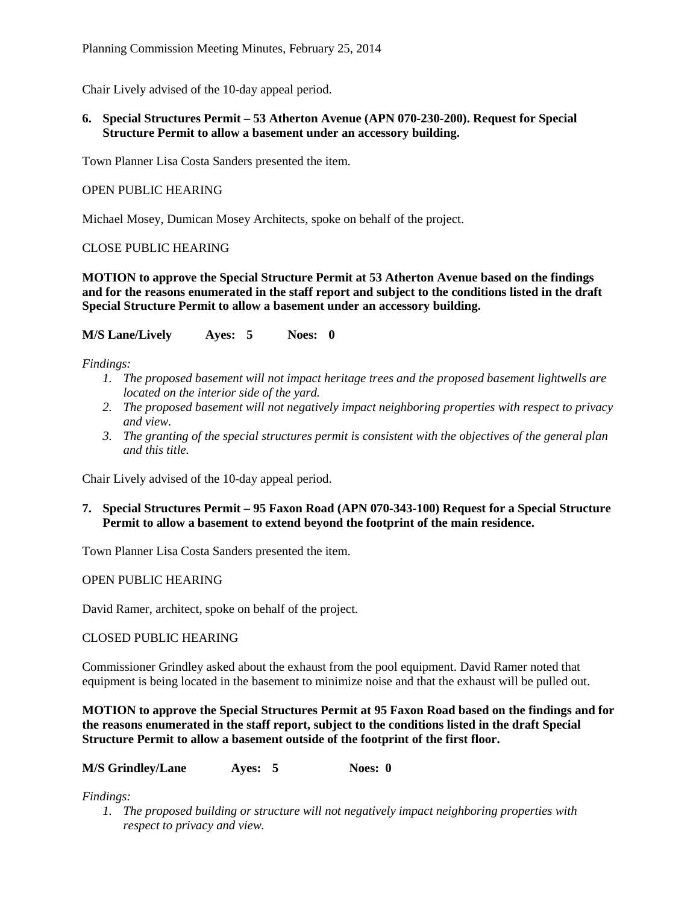Chair Lively advised of the 10-day appeal period.

**6. Special Structures Permit – 53 Atherton Avenue (APN 070-230-200). Request for Special Structure Permit to allow a basement under an accessory building.**

Town Planner Lisa Costa Sanders presented the item.

OPEN PUBLIC HEARING

Michael Mosey, Dumican Mosey Architects, spoke on behalf of the project.

CLOSE PUBLIC HEARING

**MOTION to approve the Special Structure Permit at 53 Atherton Avenue based on the findings and for the reasons enumerated in the staff report and subject to the conditions listed in the draft Special Structure Permit to allow a basement under an accessory building.**

**M/S Lane/Lively Ayes: 5 Noes: 0**

*Findings:*

1. *The proposed basement will not impact heritage trees and the proposed basement lightwells are located on the interior side of the yard.*
2. *The proposed basement will not negatively impact neighboring properties with respect to privacy and view.*
3. *The granting of the special structures permit is consistent with the objectives of the general plan and this title.*

Chair Lively advised of the 10-day appeal period.

**7. Special Structures Permit – 95 Faxon Road (APN 070-343-100) Request for a Special Structure Permit to allow a basement to extend beyond the footprint of the main residence.**

Town Planner Lisa Costa Sanders presented the item.

OPEN PUBLIC HEARING

David Ramer, architect, spoke on behalf of the project.

CLOSED PUBLIC HEARING

Commissioner Grindley asked about the exhaust from the pool equipment. David Ramer noted that equipment is being located in the basement to minimize noise and that the exhaust will be pulled out.

**MOTION to approve the Special Structures Permit at 95 Faxon Road based on the findings and for the reasons enumerated in the staff report, subject to the conditions listed in the draft Special Structure Permit to allow a basement outside of the footprint of the first floor.**

**M/S Grindley/Lane Ayes: 5 Noes: 0**

*Findings:*

1. *The proposed building or structure will not negatively impact neighboring properties with respect to privacy and view.*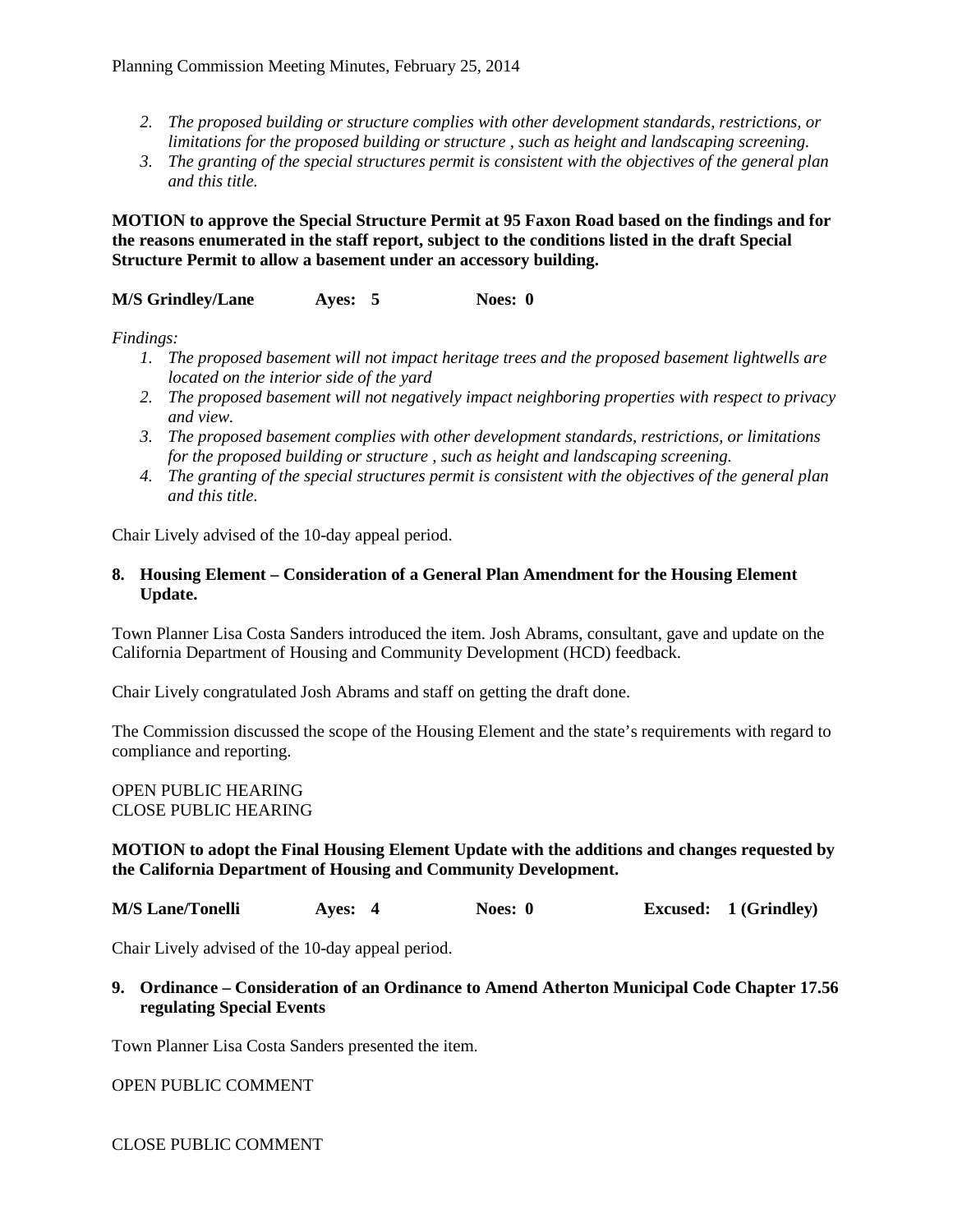2. *The proposed building or structure complies with other development standards, restrictions, or limitations for the proposed building or structure , such as height and landscaping screening.*
3. *The granting of the special structures permit is consistent with the objectives of the general plan and this title.*

**MOTION to approve the Special Structure Permit at 95 Faxon Road based on the findings and for the reasons enumerated in the staff report, subject to the conditions listed in the draft Special Structure Permit to allow a basement under an accessory building.**

**M/S Grindley/Lane Ayes: 5 Noes: 0**

*Findings:*

1. *The proposed basement will not impact heritage trees and the proposed basement lightwells are located on the interior side of the yard*
2. *The proposed basement will not negatively impact neighboring properties with respect to privacy and view.*
3. *The proposed basement complies with other development standards, restrictions, or limitations for the proposed building or structure , such as height and landscaping screening.*
4. *The granting of the special structures permit is consistent with the objectives of the general plan and this title.*

Chair Lively advised of the 10-day appeal period.

**8. Housing Element – Consideration of a General Plan Amendment for the Housing Element Update.**

Town Planner Lisa Costa Sanders introduced the item. Josh Abrams, consultant, gave and update on the California Department of Housing and Community Development (HCD) feedback.

Chair Lively congratulated Josh Abrams and staff on getting the draft done.

The Commission discussed the scope of the Housing Element and the state's requirements with regard to compliance and reporting.

OPEN PUBLIC HEARING
CLOSE PUBLIC HEARING

**MOTION to adopt the Final Housing Element Update with the additions and changes requested by the California Department of Housing and Community Development.**

**M/S Lane/Tonelli Ayes: 4 Noes: 0 Excused: 1 (Grindley)**

Chair Lively advised of the 10-day appeal period.

**9. Ordinance – Consideration of an Ordinance to Amend Atherton Municipal Code Chapter 17.56 regulating Special Events**

Town Planner Lisa Costa Sanders presented the item.

OPEN PUBLIC COMMENT

CLOSE PUBLIC COMMENT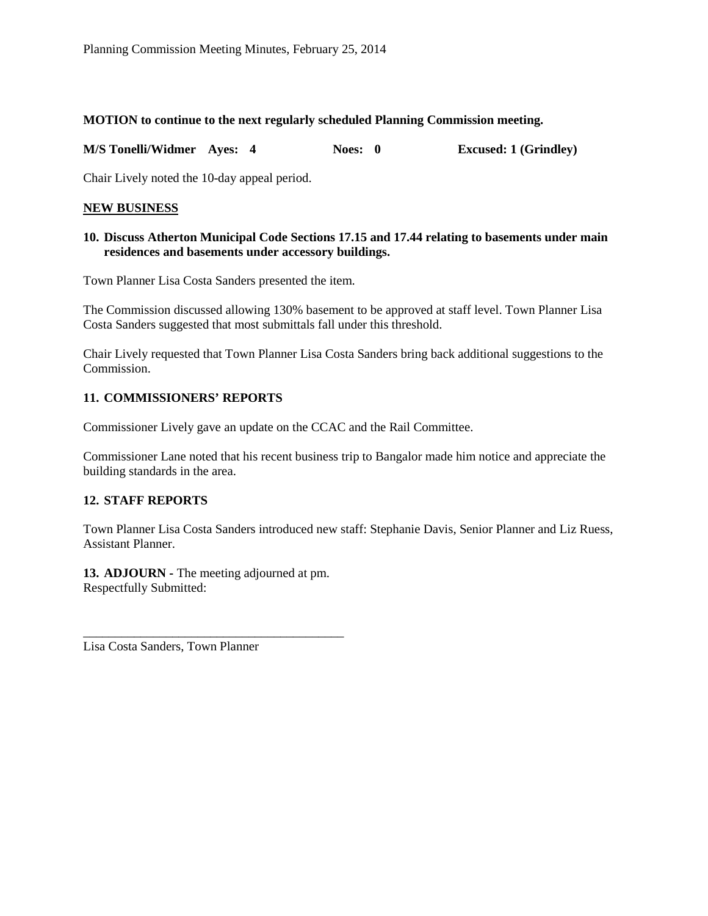**MOTION to continue to the next regularly scheduled Planning Commission meeting.**

**M/S Tonelli/Widmer Ayes: 4 Noes: 0 Excused: 1 (Grindley)**

Chair Lively noted the 10-day appeal period.

**NEW BUSINESS**

**10. Discuss Atherton Municipal Code Sections 17.15 and 17.44 relating to basements under main residences and basements under accessory buildings.**

Town Planner Lisa Costa Sanders presented the item.

The Commission discussed allowing 130% basement to be approved at staff level. Town Planner Lisa Costa Sanders suggested that most submittals fall under this threshold.

Chair Lively requested that Town Planner Lisa Costa Sanders bring back additional suggestions to the Commission.

**11. COMMISSIONERS' REPORTS**

Commissioner Lively gave an update on the CCAC and the Rail Committee.

Commissioner Lane noted that his recent business trip to Bangalor made him notice and appreciate the building standards in the area.

**12. STAFF REPORTS**

Town Planner Lisa Costa Sanders introduced new staff: Stephanie Davis, Senior Planner and Liz Ruess, Assistant Planner.

**13. ADJOURN -** The meeting adjourned at pm.
Respectfully Submitted:

\_\_\_\_\_\_\_\_\_\_\_\_\_\_\_\_\_\_\_\_\_\_\_\_\_\_\_\_\_\_\_\_\_\_\_\_\_\_\_\_\_\_

Lisa Costa Sanders, Town Planner